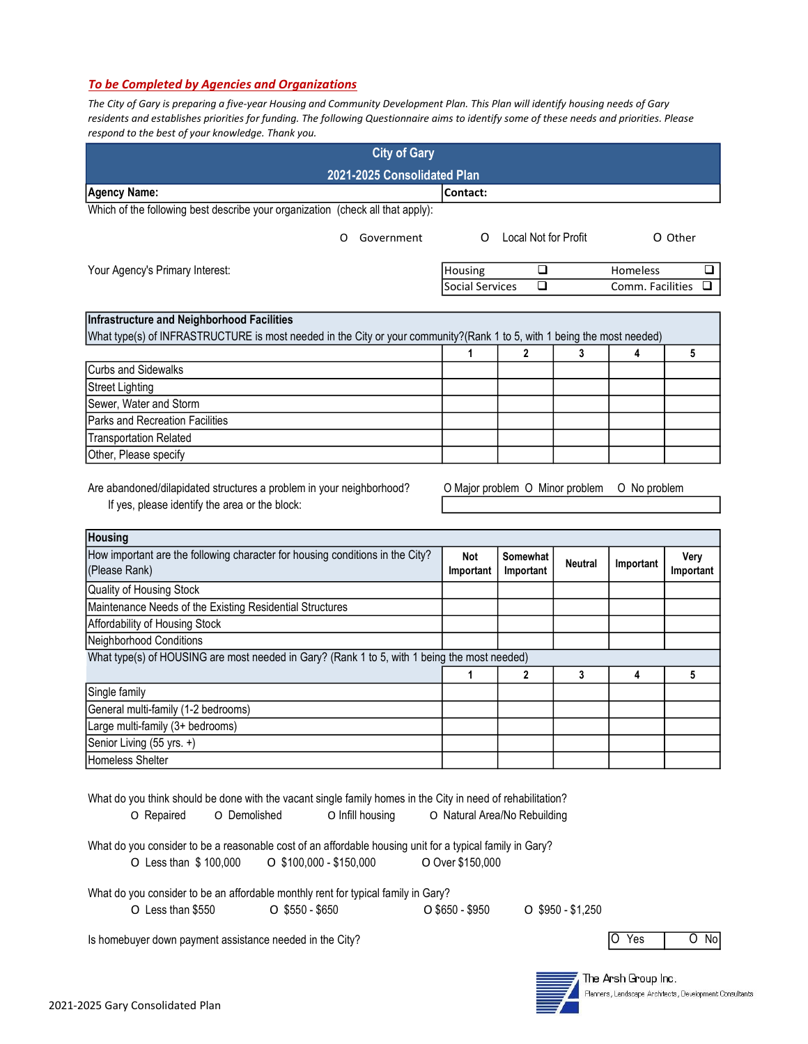***To be Completed by Agencies and Organizations***

*The City of Gary is preparing a five-year Housing and Community Development Plan. This Plan will identify housing needs of Gary residents and establishes priorities for funding. The following Questionnaire aims to identify some of these needs and priorities. Please respond to the best of your knowledge. Thank you.*

## City of Gary
## 2021-2025 Consolidated Plan

| **Agency Name:** | **Contact:** |
|---|---|

Which of the following best describe your organization (check all that apply):

O Government O Local Not for Profit O Other

Your Agency's Primary Interest:

| | | | |
|---|---|---|---|
| Housing | ❑ | Homeless | ❑ |
| Social Services | ❑ | Comm. Facilities | ❑ |

**Infrastructure and Neighborhood Facilities**

What type(s) of INFRASTRUCTURE is most needed in the City or your community?(Rank 1 to 5, with 1 being the most needed)

| | 1 | 2 | 3 | 4 | 5 |
|---|---|---|---|---|---|
| Curbs and Sidewalks | | | | | |
| Street Lighting | | | | | |
| Sewer, Water and Storm | | | | | |
| Parks and Recreation Facilities | | | | | |
| Transportation Related | | | | | |
| Other, Please specify | | | | | |

Are abandoned/dilapidated structures a problem in your neighborhood? O Major problem O Minor problem O No problem

If yes, please identify the area or the block:

**Housing**

| How important are the following character for housing conditions in the City? (Please Rank) | Not Important | Somewhat Important | Neutral | Important | Very Important |
|---|---|---|---|---|---|
| Quality of Housing Stock | | | | | |
| Maintenance Needs of the Existing Residential Structures | | | | | |
| Affordability of Housing Stock | | | | | |
| Neighborhood Conditions | | | | | |

What type(s) of HOUSING are most needed in Gary? (Rank 1 to 5, with 1 being the most needed)

| | 1 | 2 | 3 | 4 | 5 |
|---|---|---|---|---|---|
| Single family | | | | | |
| General multi-family (1-2 bedrooms) | | | | | |
| Large multi-family (3+ bedrooms) | | | | | |
| Senior Living (55 yrs. +) | | | | | |
| Homeless Shelter | | | | | |

What do you think should be done with the vacant single family homes in the City in need of rehabilitation?

O Repaired O Demolished O Infill housing O Natural Area/No Rebuilding

What do you consider to be a reasonable cost of an affordable housing unit for a typical family in Gary?

O Less than $ 100,000 O $100,000 - $150,000 O Over $150,000

What do you consider to be an affordable monthly rent for typical family in Gary?

O Less than $550 O $550 - $650 O $650 - $950 O $950 - $1,250

Is homebuyer down payment assistance needed in the City? O Yes O No

The Arsh Group Inc.
Planners, Landscape Architects, Development Consultants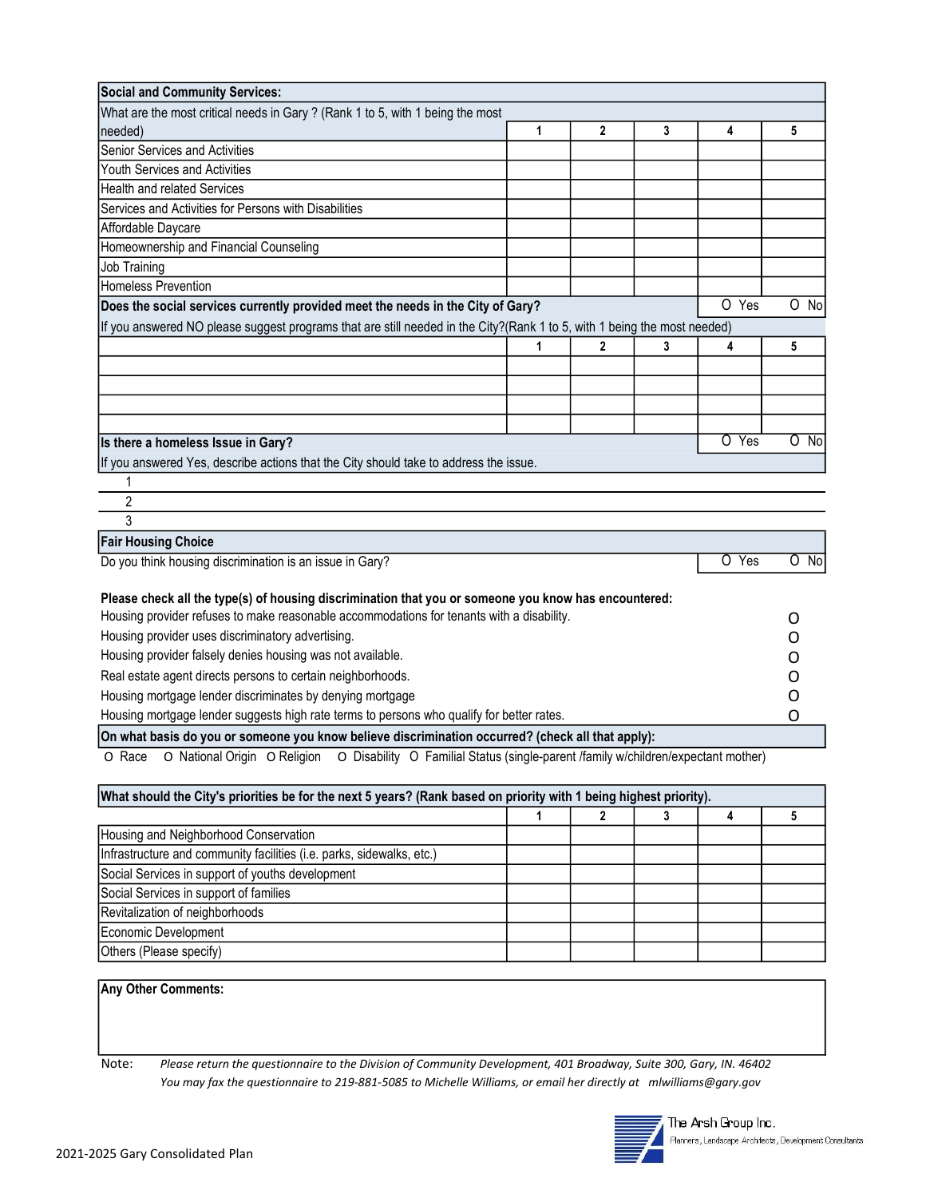| Social and Community Services: | | | | | |
|---|---|---|---|---|---|
| What are the most critical needs in Gary ? (Rank 1 to 5, with 1 being the most needed) | 1 | 2 | 3 | 4 | 5 |
| Senior Services and Activities | | | | | |
| Youth Services and Activities | | | | | |
| Health and related Services | | | | | |
| Services and Activities for Persons with Disabilities | | | | | |
| Affordable Daycare | | | | | |
| Homeownership and Financial Counseling | | | | | |
| Job Training | | | | | |
| Homeless Prevention | | | | | |
| **Does the social services currently provided meet the needs in the City of Gary?** | | | | O Yes | O No |
| If you answered NO please suggest programs that are still needed in the City?(Rank 1 to 5, with 1 being the most needed) | | | | | |
| | 1 | 2 | 3 | 4 | 5 |
| | | | | | |
| | | | | | |
| | | | | | |
| | | | | | |
| **Is there a homeless Issue in Gary?** | | | | O Yes | O No |
| If you answered Yes, describe actions that the City should take to address the issue. | | | | | |

1

2

3

**Fair Housing Choice**

Do you think housing discrimination is an issue in Gary? O Yes O No

**Please check all the type(s) of housing discrimination that you or someone you know has encountered:**

- Housing provider refuses to make reasonable accommodations for tenants with a disability. O
- Housing provider uses discriminatory advertising. O
- Housing provider falsely denies housing was not available. O
- Real estate agent directs persons to certain neighborhoods. O
- Housing mortgage lender discriminates by denying mortgage O
- Housing mortgage lender suggests high rate terms to persons who qualify for better rates. O

**On what basis do you or someone you know believe discrimination occurred? (check all that apply):**

O Race O National Origin O Religion O Disability O Familial Status (single-parent /family w/children/expectant mother)

| What should the City's priorities be for the next 5 years? (Rank based on priority with 1 being highest priority). | 1 | 2 | 3 | 4 | 5 |
|---|---|---|---|---|---|
| Housing and Neighborhood Conservation | | | | | |
| Infrastructure and community facilities (i.e. parks, sidewalks, etc.) | | | | | |
| Social Services in support of youths development | | | | | |
| Social Services in support of families | | | | | |
| Revitalization of neighborhoods | | | | | |
| Economic Development | | | | | |
| Others (Please specify) | | | | | |

**Any Other Comments:**

Note: *Please return the questionnaire to the Division of Community Development, 401 Broadway, Suite 300, Gary, IN. 46402*
*You may fax the questionnaire to 219-881-5085 to Michelle Williams, or email her directly at mlwilliams@gary.gov*

The Arsh Group Inc.
Planners, Landscape Architects, Development Consultants